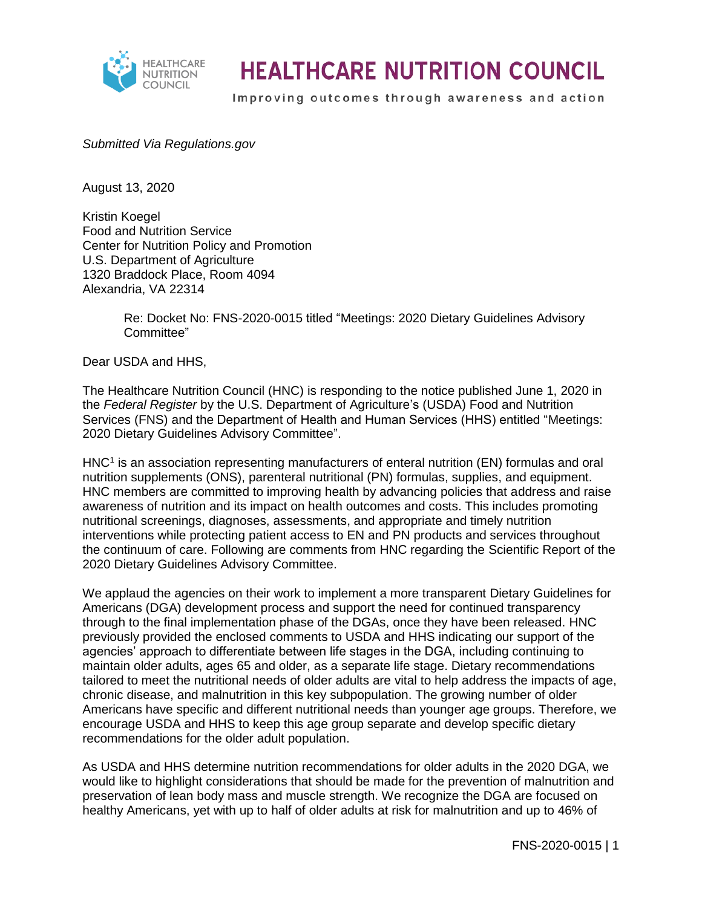# HEALTHCARE NUTRITION COUNCIL

Improving outcomes through awareness and action

*Submitted Via Regulations.gov*

August 13, 2020

Kristin Koegel
Food and Nutrition Service
Center for Nutrition Policy and Promotion
U.S. Department of Agriculture
1320 Braddock Place, Room 4094
Alexandria, VA 22314

> Re: Docket No: FNS-2020-0015 titled "Meetings: 2020 Dietary Guidelines Advisory Committee"

Dear USDA and HHS,

The Healthcare Nutrition Council (HNC) is responding to the notice published June 1, 2020 in the *Federal Register* by the U.S. Department of Agriculture's (USDA) Food and Nutrition Services (FNS) and the Department of Health and Human Services (HHS) entitled "Meetings: 2020 Dietary Guidelines Advisory Committee".

HNC[1] is an association representing manufacturers of enteral nutrition (EN) formulas and oral nutrition supplements (ONS), parenteral nutritional (PN) formulas, supplies, and equipment. HNC members are committed to improving health by advancing policies that address and raise awareness of nutrition and its impact on health outcomes and costs. This includes promoting nutritional screenings, diagnoses, assessments, and appropriate and timely nutrition interventions while protecting patient access to EN and PN products and services throughout the continuum of care. Following are comments from HNC regarding the Scientific Report of the 2020 Dietary Guidelines Advisory Committee.

We applaud the agencies on their work to implement a more transparent Dietary Guidelines for Americans (DGA) development process and support the need for continued transparency through to the final implementation phase of the DGAs, once they have been released. HNC previously provided the enclosed comments to USDA and HHS indicating our support of the agencies' approach to differentiate between life stages in the DGA, including continuing to maintain older adults, ages 65 and older, as a separate life stage. Dietary recommendations tailored to meet the nutritional needs of older adults are vital to help address the impacts of age, chronic disease, and malnutrition in this key subpopulation. The growing number of older Americans have specific and different nutritional needs than younger age groups. Therefore, we encourage USDA and HHS to keep this age group separate and develop specific dietary recommendations for the older adult population.

As USDA and HHS determine nutrition recommendations for older adults in the 2020 DGA, we would like to highlight considerations that should be made for the prevention of malnutrition and preservation of lean body mass and muscle strength. We recognize the DGA are focused on healthy Americans, yet with up to half of older adults at risk for malnutrition and up to 46% of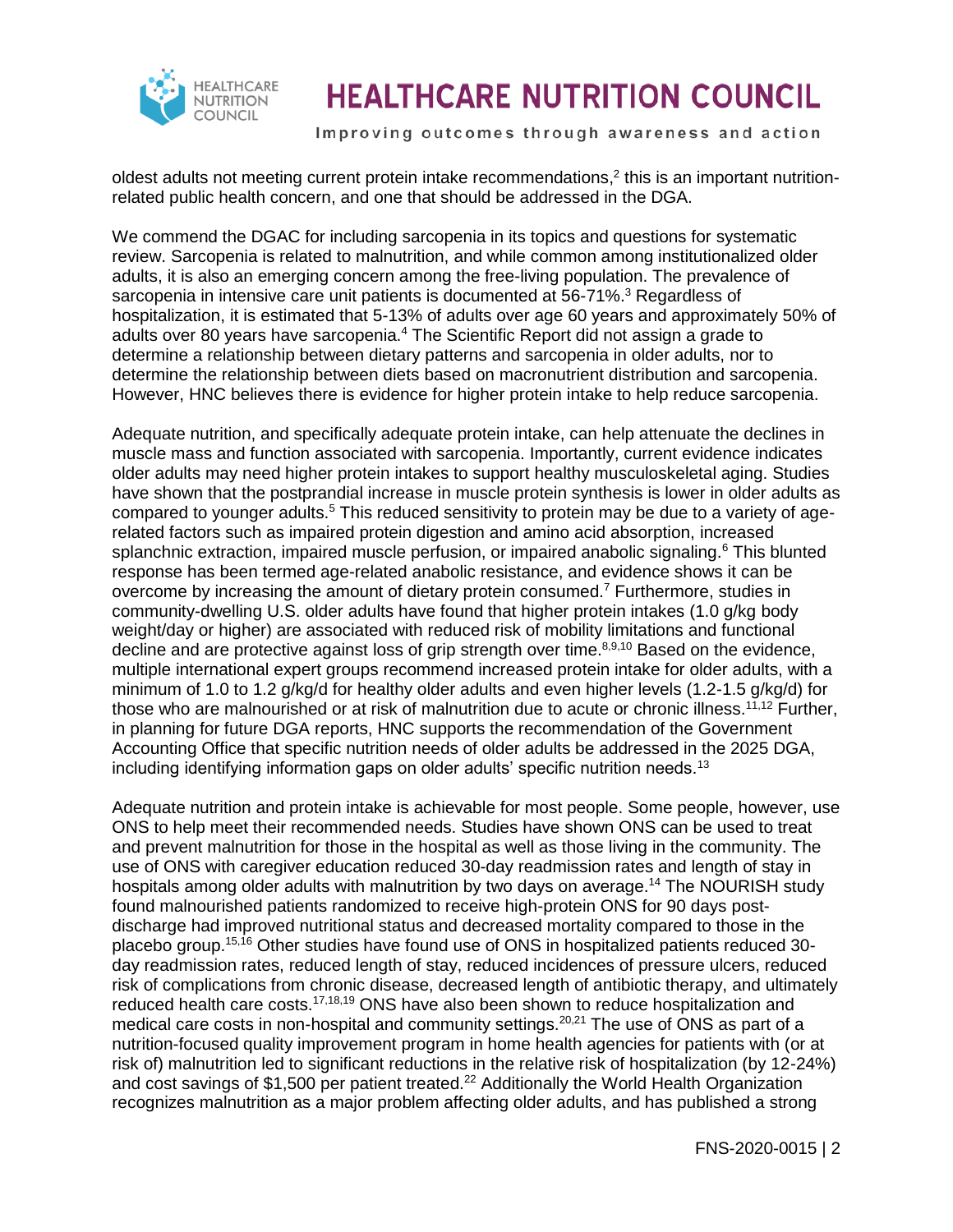oldest adults not meeting current protein intake recommendations,[2] this is an important nutrition-related public health concern, and one that should be addressed in the DGA.

We commend the DGAC for including sarcopenia in its topics and questions for systematic review. Sarcopenia is related to malnutrition, and while common among institutionalized older adults, it is also an emerging concern among the free-living population. The prevalence of sarcopenia in intensive care unit patients is documented at 56-71%.[3] Regardless of hospitalization, it is estimated that 5-13% of adults over age 60 years and approximately 50% of adults over 80 years have sarcopenia.[4] The Scientific Report did not assign a grade to determine a relationship between dietary patterns and sarcopenia in older adults, nor to determine the relationship between diets based on macronutrient distribution and sarcopenia. However, HNC believes there is evidence for higher protein intake to help reduce sarcopenia.

Adequate nutrition, and specifically adequate protein intake, can help attenuate the declines in muscle mass and function associated with sarcopenia. Importantly, current evidence indicates older adults may need higher protein intakes to support healthy musculoskeletal aging. Studies have shown that the postprandial increase in muscle protein synthesis is lower in older adults as compared to younger adults.[5] This reduced sensitivity to protein may be due to a variety of age-related factors such as impaired protein digestion and amino acid absorption, increased splanchnic extraction, impaired muscle perfusion, or impaired anabolic signaling.[6] This blunted response has been termed age-related anabolic resistance, and evidence shows it can be overcome by increasing the amount of dietary protein consumed.[7] Furthermore, studies in community-dwelling U.S. older adults have found that higher protein intakes (1.0 g/kg body weight/day or higher) are associated with reduced risk of mobility limitations and functional decline and are protective against loss of grip strength over time.[8,9,10] Based on the evidence, multiple international expert groups recommend increased protein intake for older adults, with a minimum of 1.0 to 1.2 g/kg/d for healthy older adults and even higher levels (1.2-1.5 g/kg/d) for those who are malnourished or at risk of malnutrition due to acute or chronic illness.[11,12] Further, in planning for future DGA reports, HNC supports the recommendation of the Government Accounting Office that specific nutrition needs of older adults be addressed in the 2025 DGA, including identifying information gaps on older adults' specific nutrition needs.[13]

Adequate nutrition and protein intake is achievable for most people. Some people, however, use ONS to help meet their recommended needs. Studies have shown ONS can be used to treat and prevent malnutrition for those in the hospital as well as those living in the community. The use of ONS with caregiver education reduced 30-day readmission rates and length of stay in hospitals among older adults with malnutrition by two days on average.[14] The NOURISH study found malnourished patients randomized to receive high-protein ONS for 90 days post-discharge had improved nutritional status and decreased mortality compared to those in the placebo group.[15,16] Other studies have found use of ONS in hospitalized patients reduced 30-day readmission rates, reduced length of stay, reduced incidences of pressure ulcers, reduced risk of complications from chronic disease, decreased length of antibiotic therapy, and ultimately reduced health care costs.[17,18,19] ONS have also been shown to reduce hospitalization and medical care costs in non-hospital and community settings.[20,21] The use of ONS as part of a nutrition-focused quality improvement program in home health agencies for patients with (or at risk of) malnutrition led to significant reductions in the relative risk of hospitalization (by 12-24%) and cost savings of $1,500 per patient treated.[22] Additionally the World Health Organization recognizes malnutrition as a major problem affecting older adults, and has published a strong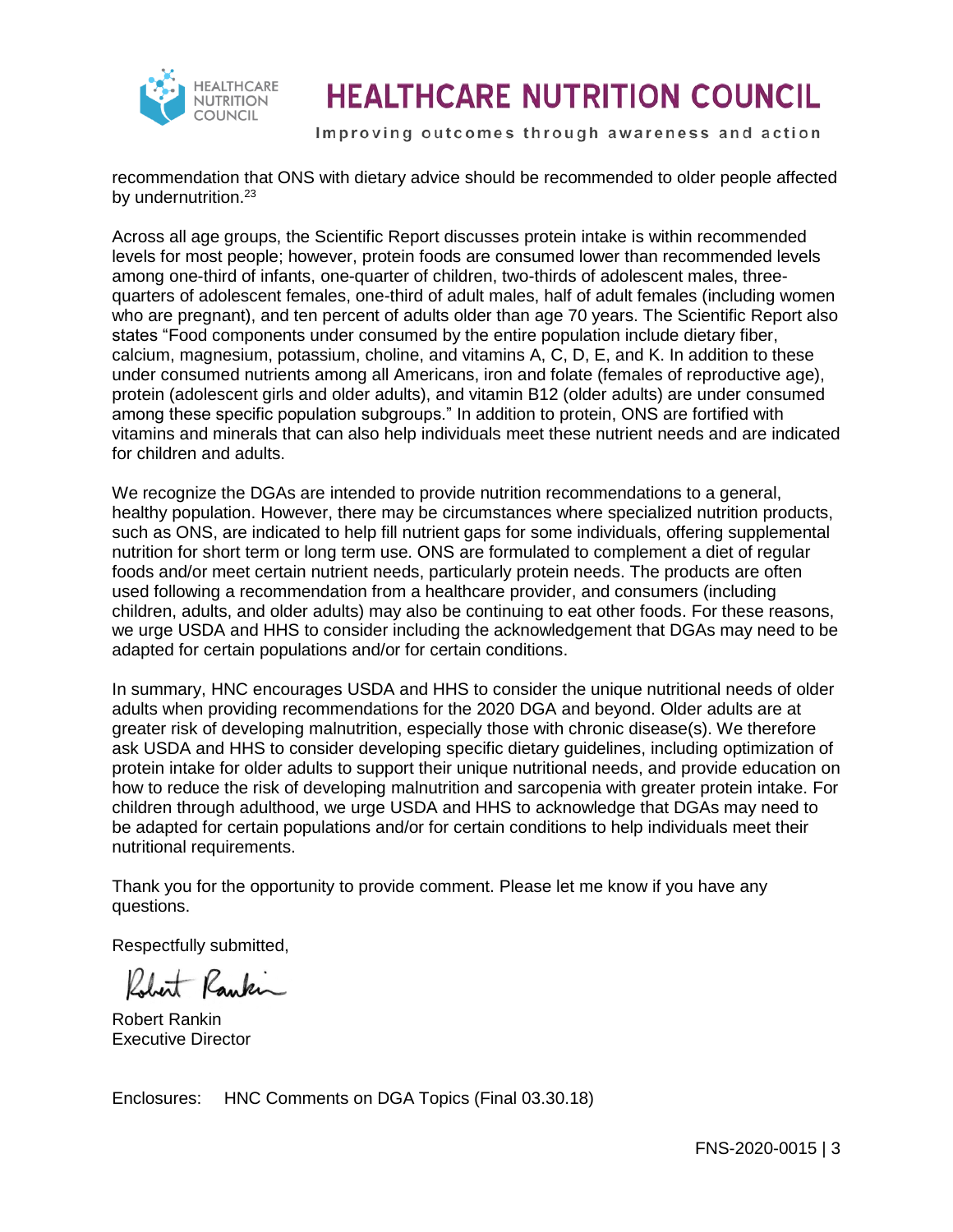recommendation that ONS with dietary advice should be recommended to older people affected by undernutrition.[23]

Across all age groups, the Scientific Report discusses protein intake is within recommended levels for most people; however, protein foods are consumed lower than recommended levels among one-third of infants, one-quarter of children, two-thirds of adolescent males, three-quarters of adolescent females, one-third of adult males, half of adult females (including women who are pregnant), and ten percent of adults older than age 70 years. The Scientific Report also states "Food components under consumed by the entire population include dietary fiber, calcium, magnesium, potassium, choline, and vitamins A, C, D, E, and K. In addition to these under consumed nutrients among all Americans, iron and folate (females of reproductive age), protein (adolescent girls and older adults), and vitamin B12 (older adults) are under consumed among these specific population subgroups." In addition to protein, ONS are fortified with vitamins and minerals that can also help individuals meet these nutrient needs and are indicated for children and adults.

We recognize the DGAs are intended to provide nutrition recommendations to a general, healthy population. However, there may be circumstances where specialized nutrition products, such as ONS, are indicated to help fill nutrient gaps for some individuals, offering supplemental nutrition for short term or long term use. ONS are formulated to complement a diet of regular foods and/or meet certain nutrient needs, particularly protein needs. The products are often used following a recommendation from a healthcare provider, and consumers (including children, adults, and older adults) may also be continuing to eat other foods. For these reasons, we urge USDA and HHS to consider including the acknowledgement that DGAs may need to be adapted for certain populations and/or for certain conditions.

In summary, HNC encourages USDA and HHS to consider the unique nutritional needs of older adults when providing recommendations for the 2020 DGA and beyond. Older adults are at greater risk of developing malnutrition, especially those with chronic disease(s). We therefore ask USDA and HHS to consider developing specific dietary guidelines, including optimization of protein intake for older adults to support their unique nutritional needs, and provide education on how to reduce the risk of developing malnutrition and sarcopenia with greater protein intake. For children through adulthood, we urge USDA and HHS to acknowledge that DGAs may need to be adapted for certain populations and/or for certain conditions to help individuals meet their nutritional requirements.

Thank you for the opportunity to provide comment. Please let me know if you have any questions.

Respectfully submitted,

Robert Rankin
Executive Director

Enclosures: HNC Comments on DGA Topics (Final 03.30.18)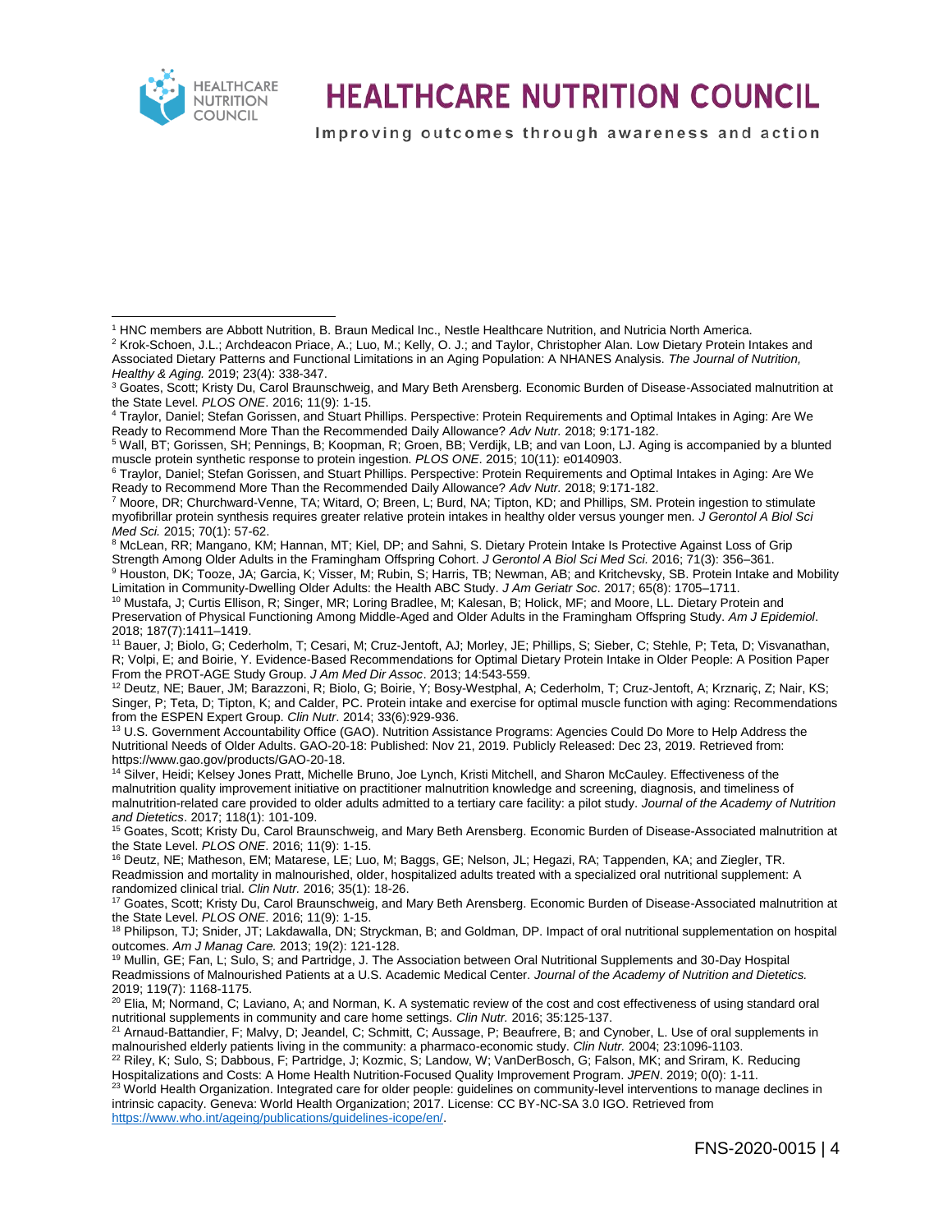[1] HNC members are Abbott Nutrition, B. Braun Medical Inc., Nestle Healthcare Nutrition, and Nutricia North America.

[2] Krok-Schoen, J.L.; Archdeacon Priace, A.; Luo, M.; Kelly, O. J.; and Taylor, Christopher Alan. Low Dietary Protein Intakes and Associated Dietary Patterns and Functional Limitations in an Aging Population: A NHANES Analysis. *The Journal of Nutrition, Healthy & Aging.* 2019; 23(4): 338-347.

[3] Goates, Scott; Kristy Du, Carol Braunschweig, and Mary Beth Arensberg. Economic Burden of Disease-Associated malnutrition at the State Level. *PLOS ONE*. 2016; 11(9): 1-15.

[4] Traylor, Daniel; Stefan Gorissen, and Stuart Phillips. Perspective: Protein Requirements and Optimal Intakes in Aging: Are We Ready to Recommend More Than the Recommended Daily Allowance? *Adv Nutr.* 2018; 9:171-182.

[5] Wall, BT; Gorissen, SH; Pennings, B; Koopman, R; Groen, BB; Verdijk, LB; and van Loon, LJ. Aging is accompanied by a blunted muscle protein synthetic response to protein ingestion. *PLOS ONE*. 2015; 10(11): e0140903.

[6] Traylor, Daniel; Stefan Gorissen, and Stuart Phillips. Perspective: Protein Requirements and Optimal Intakes in Aging: Are We Ready to Recommend More Than the Recommended Daily Allowance? *Adv Nutr.* 2018; 9:171-182.

[7] Moore, DR; Churchward-Venne, TA; Witard, O; Breen, L; Burd, NA; Tipton, KD; and Phillips, SM. Protein ingestion to stimulate myofibrillar protein synthesis requires greater relative protein intakes in healthy older versus younger men. *J Gerontol A Biol Sci Med Sci.* 2015; 70(1): 57-62.

[8] McLean, RR; Mangano, KM; Hannan, MT; Kiel, DP; and Sahni, S. Dietary Protein Intake Is Protective Against Loss of Grip Strength Among Older Adults in the Framingham Offspring Cohort. *J Gerontol A Biol Sci Med Sci.* 2016; 71(3): 356–361.

[9] Houston, DK; Tooze, JA; Garcia, K; Visser, M; Rubin, S; Harris, TB; Newman, AB; and Kritchevsky, SB. Protein Intake and Mobility Limitation in Community-Dwelling Older Adults: the Health ABC Study. *J Am Geriatr Soc*. 2017; 65(8): 1705–1711.

[10] Mustafa, J; Curtis Ellison, R; Singer, MR; Loring Bradlee, M; Kalesan, B; Holick, MF; and Moore, LL. Dietary Protein and Preservation of Physical Functioning Among Middle-Aged and Older Adults in the Framingham Offspring Study. *Am J Epidemiol*. 2018; 187(7):1411–1419.

[11] Bauer, J; Biolo, G; Cederholm, T; Cesari, M; Cruz-Jentoft, AJ; Morley, JE; Phillips, S; Sieber, C; Stehle, P; Teta, D; Visvanathan, R; Volpi, E; and Boirie, Y. Evidence-Based Recommendations for Optimal Dietary Protein Intake in Older People: A Position Paper From the PROT-AGE Study Group. *J Am Med Dir Assoc*. 2013; 14:543-559.

[12] Deutz, NE; Bauer, JM; Barazzoni, R; Biolo, G; Boirie, Y; Bosy-Westphal, A; Cederholm, T; Cruz-Jentoft, A; Krznariç, Z; Nair, KS; Singer, P; Teta, D; Tipton, K; and Calder, PC. Protein intake and exercise for optimal muscle function with aging: Recommendations from the ESPEN Expert Group. *Clin Nutr.* 2014; 33(6):929-936.

[13] U.S. Government Accountability Office (GAO). Nutrition Assistance Programs: Agencies Could Do More to Help Address the Nutritional Needs of Older Adults. GAO-20-18: Published: Nov 21, 2019. Publicly Released: Dec 23, 2019. Retrieved from: https://www.gao.gov/products/GAO-20-18.

[14] Silver, Heidi; Kelsey Jones Pratt, Michelle Bruno, Joe Lynch, Kristi Mitchell, and Sharon McCauley. Effectiveness of the malnutrition quality improvement initiative on practitioner malnutrition knowledge and screening, diagnosis, and timeliness of malnutrition-related care provided to older adults admitted to a tertiary care facility: a pilot study. *Journal of the Academy of Nutrition and Dietetics*. 2017; 118(1): 101-109.

[15] Goates, Scott; Kristy Du, Carol Braunschweig, and Mary Beth Arensberg. Economic Burden of Disease-Associated malnutrition at the State Level. *PLOS ONE*. 2016; 11(9): 1-15.

[16] Deutz, NE; Matheson, EM; Matarese, LE; Luo, M; Baggs, GE; Nelson, JL; Hegazi, RA; Tappenden, KA; and Ziegler, TR. Readmission and mortality in malnourished, older, hospitalized adults treated with a specialized oral nutritional supplement: A randomized clinical trial. *Clin Nutr.* 2016; 35(1): 18-26.

[17] Goates, Scott; Kristy Du, Carol Braunschweig, and Mary Beth Arensberg. Economic Burden of Disease-Associated malnutrition at the State Level. *PLOS ONE*. 2016; 11(9): 1-15.

[18] Philipson, TJ; Snider, JT; Lakdawalla, DN; Stryckman, B; and Goldman, DP. Impact of oral nutritional supplementation on hospital outcomes. *Am J Manag Care.* 2013; 19(2): 121-128.

[19] Mullin, GE; Fan, L; Sulo, S; and Partridge, J. The Association between Oral Nutritional Supplements and 30-Day Hospital Readmissions of Malnourished Patients at a U.S. Academic Medical Center. *Journal of the Academy of Nutrition and Dietetics.* 2019; 119(7): 1168-1175.

[20] Elia, M; Normand, C; Laviano, A; and Norman, K. A systematic review of the cost and cost effectiveness of using standard oral nutritional supplements in community and care home settings. *Clin Nutr.* 2016; 35:125-137.

[21] Arnaud-Battandier, F; Malvy, D; Jeandel, C; Schmitt, C; Aussage, P; Beaufrere, B; and Cynober, L. Use of oral supplements in malnourished elderly patients living in the community: a pharmaco-economic study. *Clin Nutr.* 2004; 23:1096-1103.

[22] Riley, K; Sulo, S; Dabbous, F; Partridge, J; Kozmic, S; Landow, W; VanDerBosch, G; Falson, MK; and Sriram, K. Reducing Hospitalizations and Costs: A Home Health Nutrition-Focused Quality Improvement Program. *JPEN*. 2019; 0(0): 1-11.

[23] World Health Organization. Integrated care for older people: guidelines on community-level interventions to manage declines in intrinsic capacity. Geneva: World Health Organization; 2017. License: CC BY-NC-SA 3.0 IGO. Retrieved from https://www.who.int/ageing/publications/guidelines-icope/en/.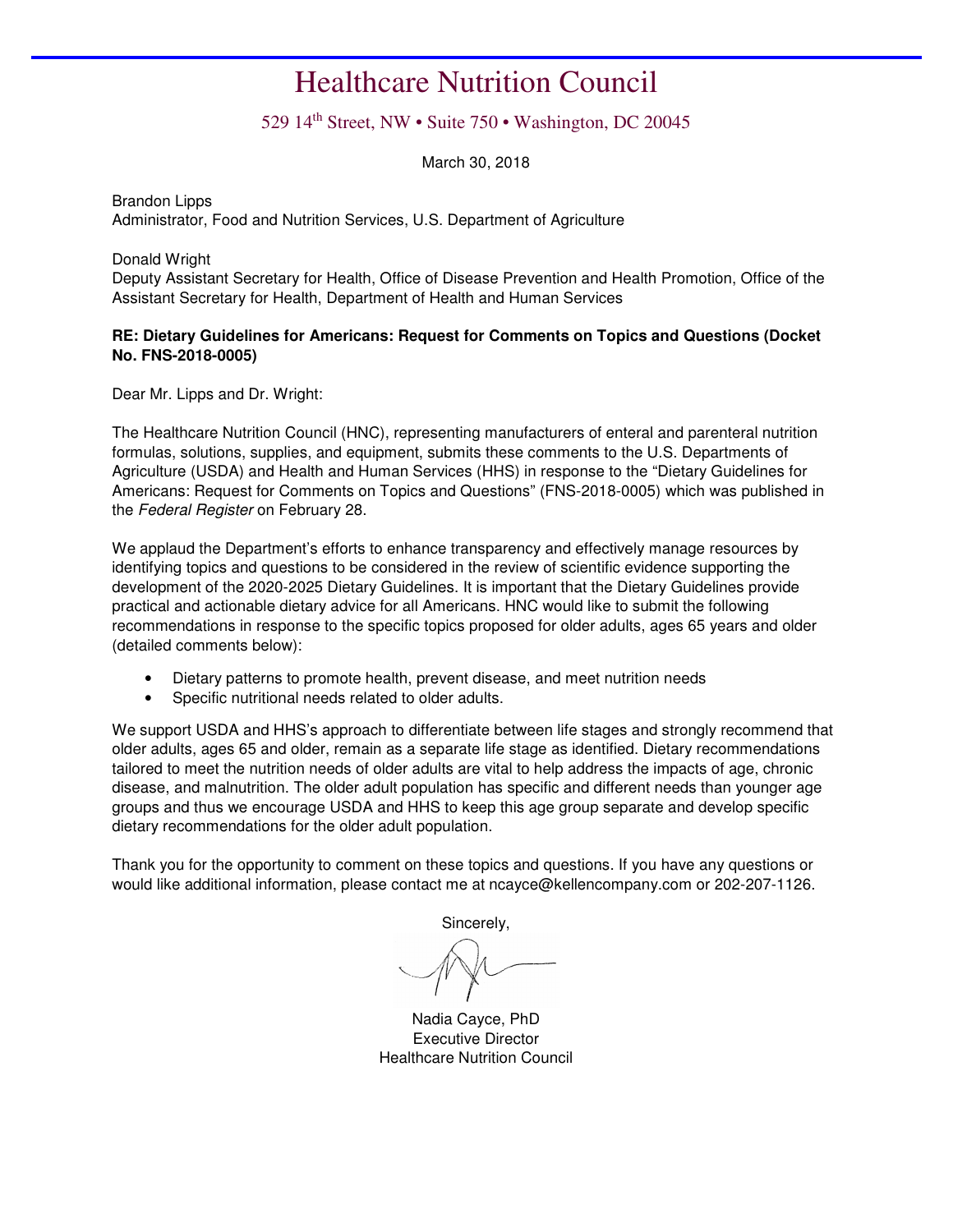# Healthcare Nutrition Council

529 14th Street, NW • Suite 750 • Washington, DC 20045

March 30, 2018

Brandon Lipps
Administrator, Food and Nutrition Services, U.S. Department of Agriculture

Donald Wright
Deputy Assistant Secretary for Health, Office of Disease Prevention and Health Promotion, Office of the Assistant Secretary for Health, Department of Health and Human Services

**RE: Dietary Guidelines for Americans: Request for Comments on Topics and Questions (Docket No. FNS-2018-0005)**

Dear Mr. Lipps and Dr. Wright:

The Healthcare Nutrition Council (HNC), representing manufacturers of enteral and parenteral nutrition formulas, solutions, supplies, and equipment, submits these comments to the U.S. Departments of Agriculture (USDA) and Health and Human Services (HHS) in response to the "Dietary Guidelines for Americans: Request for Comments on Topics and Questions" (FNS-2018-0005) which was published in the *Federal Register* on February 28.

We applaud the Department's efforts to enhance transparency and effectively manage resources by identifying topics and questions to be considered in the review of scientific evidence supporting the development of the 2020-2025 Dietary Guidelines. It is important that the Dietary Guidelines provide practical and actionable dietary advice for all Americans. HNC would like to submit the following recommendations in response to the specific topics proposed for older adults, ages 65 years and older (detailed comments below):

- Dietary patterns to promote health, prevent disease, and meet nutrition needs
- Specific nutritional needs related to older adults.

We support USDA and HHS's approach to differentiate between life stages and strongly recommend that older adults, ages 65 and older, remain as a separate life stage as identified. Dietary recommendations tailored to meet the nutrition needs of older adults are vital to help address the impacts of age, chronic disease, and malnutrition. The older adult population has specific and different needs than younger age groups and thus we encourage USDA and HHS to keep this age group separate and develop specific dietary recommendations for the older adult population.

Thank you for the opportunity to comment on these topics and questions. If you have any questions or would like additional information, please contact me at ncayce@kellencompany.com or 202-207-1126.

Sincerely,

Nadia Cayce, PhD
Executive Director
Healthcare Nutrition Council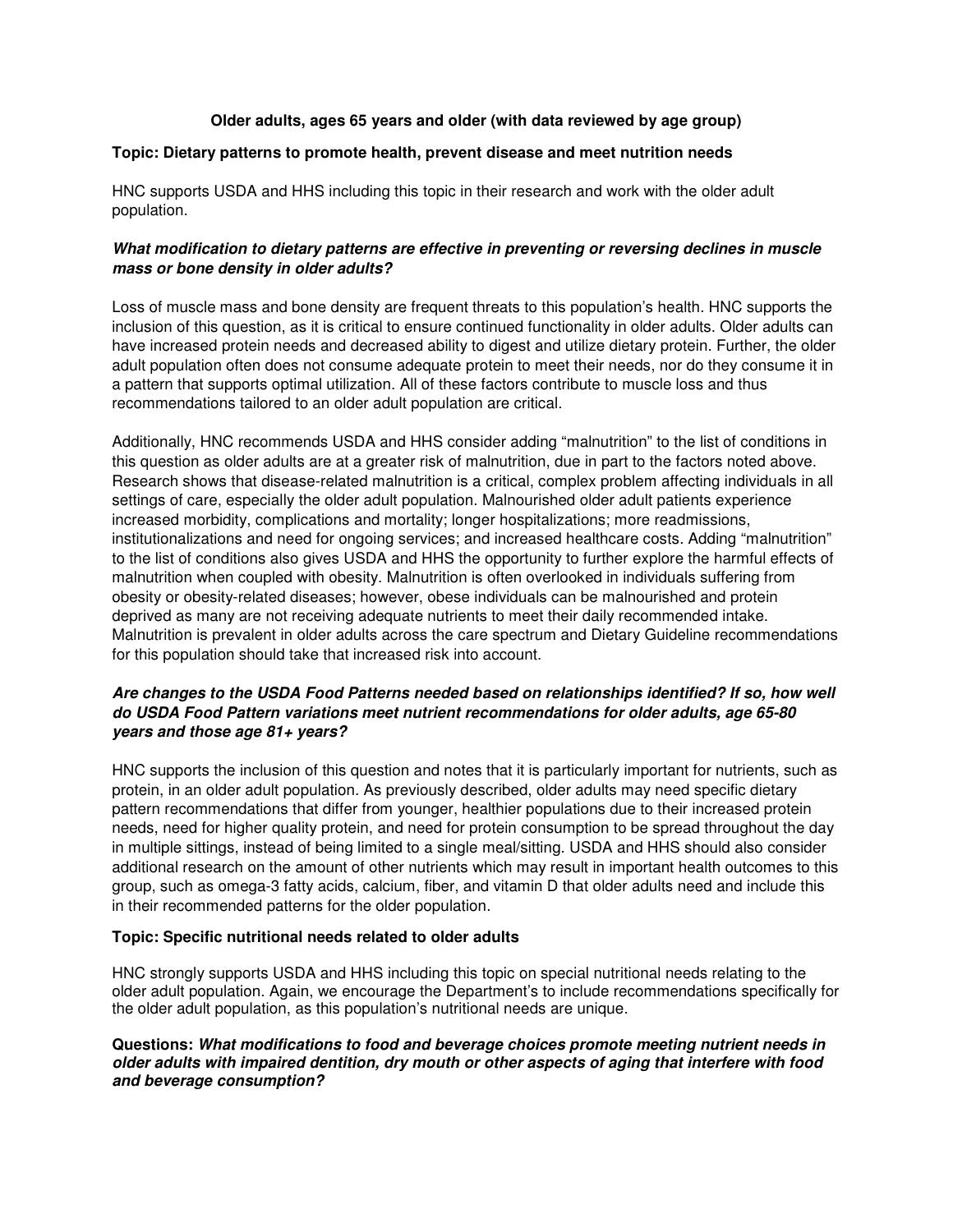**Older adults, ages 65 years and older (with data reviewed by age group)**

**Topic: Dietary patterns to promote health, prevent disease and meet nutrition needs**

HNC supports USDA and HHS including this topic in their research and work with the older adult population.

***What modification to dietary patterns are effective in preventing or reversing declines in muscle mass or bone density in older adults?***

Loss of muscle mass and bone density are frequent threats to this population's health. HNC supports the inclusion of this question, as it is critical to ensure continued functionality in older adults. Older adults can have increased protein needs and decreased ability to digest and utilize dietary protein. Further, the older adult population often does not consume adequate protein to meet their needs, nor do they consume it in a pattern that supports optimal utilization. All of these factors contribute to muscle loss and thus recommendations tailored to an older adult population are critical.

Additionally, HNC recommends USDA and HHS consider adding "malnutrition" to the list of conditions in this question as older adults are at a greater risk of malnutrition, due in part to the factors noted above. Research shows that disease-related malnutrition is a critical, complex problem affecting individuals in all settings of care, especially the older adult population. Malnourished older adult patients experience increased morbidity, complications and mortality; longer hospitalizations; more readmissions, institutionalizations and need for ongoing services; and increased healthcare costs. Adding "malnutrition" to the list of conditions also gives USDA and HHS the opportunity to further explore the harmful effects of malnutrition when coupled with obesity. Malnutrition is often overlooked in individuals suffering from obesity or obesity-related diseases; however, obese individuals can be malnourished and protein deprived as many are not receiving adequate nutrients to meet their daily recommended intake. Malnutrition is prevalent in older adults across the care spectrum and Dietary Guideline recommendations for this population should take that increased risk into account.

***Are changes to the USDA Food Patterns needed based on relationships identified? If so, how well do USDA Food Pattern variations meet nutrient recommendations for older adults, age 65-80 years and those age 81+ years?***

HNC supports the inclusion of this question and notes that it is particularly important for nutrients, such as protein, in an older adult population. As previously described, older adults may need specific dietary pattern recommendations that differ from younger, healthier populations due to their increased protein needs, need for higher quality protein, and need for protein consumption to be spread throughout the day in multiple sittings, instead of being limited to a single meal/sitting. USDA and HHS should also consider additional research on the amount of other nutrients which may result in important health outcomes to this group, such as omega-3 fatty acids, calcium, fiber, and vitamin D that older adults need and include this in their recommended patterns for the older population.

**Topic: Specific nutritional needs related to older adults**

HNC strongly supports USDA and HHS including this topic on special nutritional needs relating to the older adult population. Again, we encourage the Department's to include recommendations specifically for the older adult population, as this population's nutritional needs are unique.

**Questions: *What modifications to food and beverage choices promote meeting nutrient needs in older adults with impaired dentition, dry mouth or other aspects of aging that interfere with food and beverage consumption?***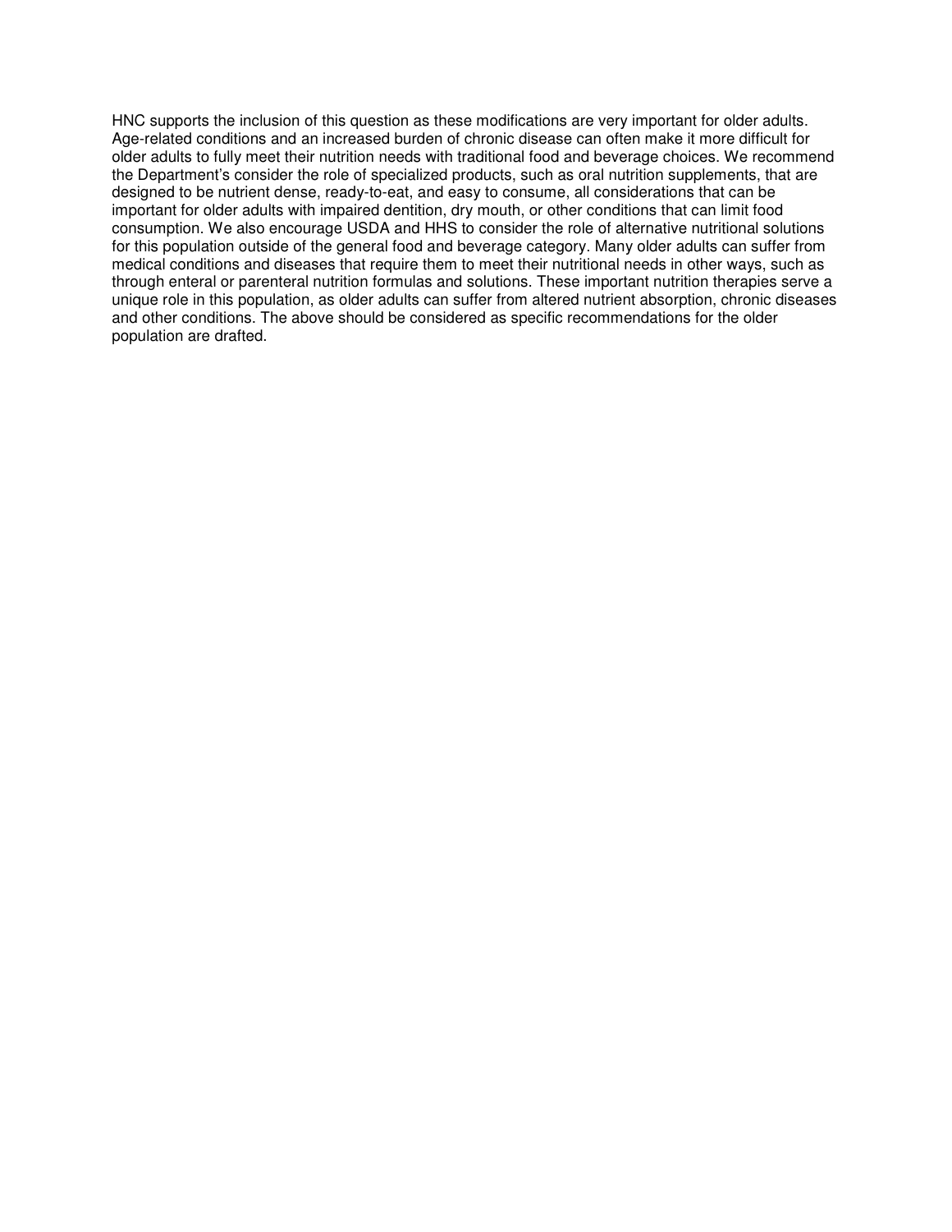HNC supports the inclusion of this question as these modifications are very important for older adults. Age-related conditions and an increased burden of chronic disease can often make it more difficult for older adults to fully meet their nutrition needs with traditional food and beverage choices. We recommend the Department's consider the role of specialized products, such as oral nutrition supplements, that are designed to be nutrient dense, ready-to-eat, and easy to consume, all considerations that can be important for older adults with impaired dentition, dry mouth, or other conditions that can limit food consumption. We also encourage USDA and HHS to consider the role of alternative nutritional solutions for this population outside of the general food and beverage category. Many older adults can suffer from medical conditions and diseases that require them to meet their nutritional needs in other ways, such as through enteral or parenteral nutrition formulas and solutions. These important nutrition therapies serve a unique role in this population, as older adults can suffer from altered nutrient absorption, chronic diseases and other conditions. The above should be considered as specific recommendations for the older population are drafted.